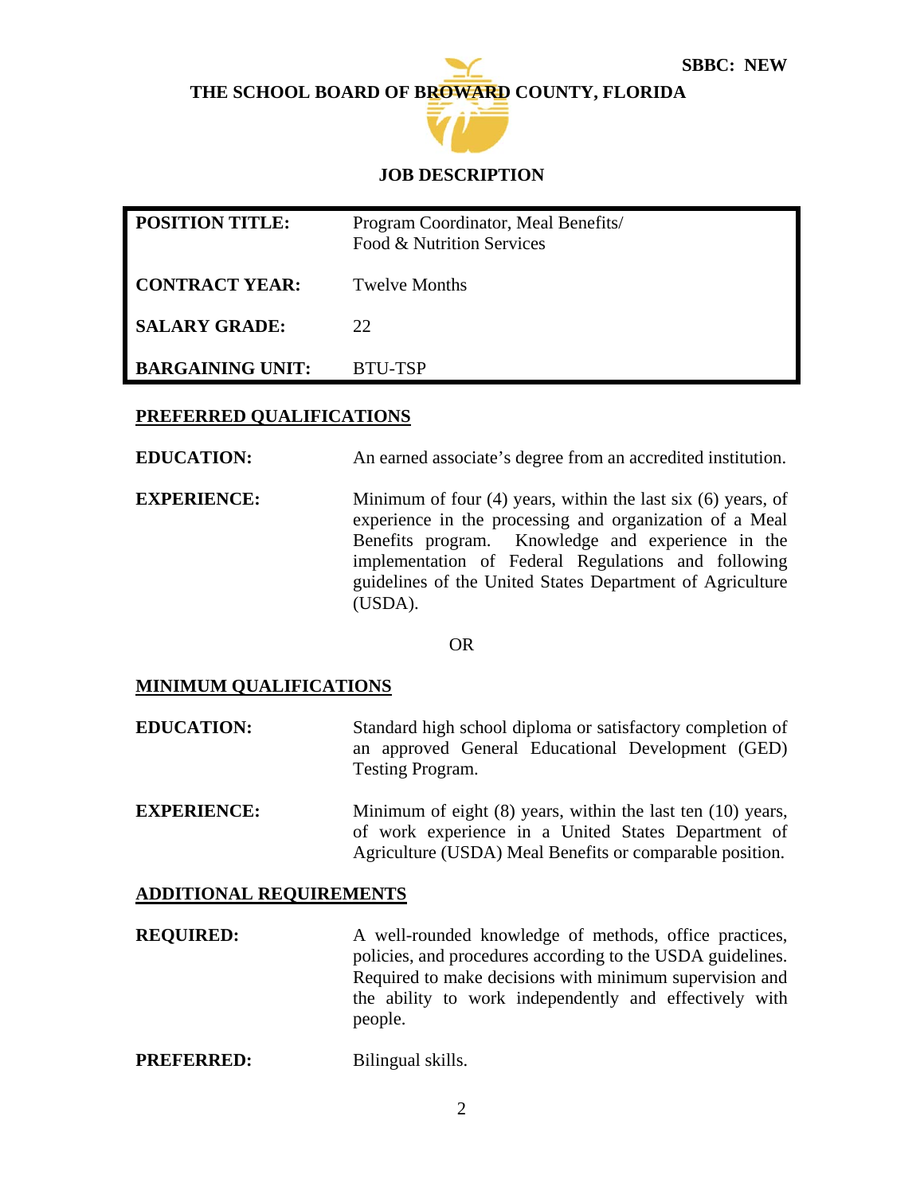**SBBC: NEW**

# THE SCHOOL BOARD OF BROWARD COUNTY, FLORIDA

## JOB DESCRIPTION

| | |
|---|---|
| **POSITION TITLE:** | Program Coordinator, Meal Benefits/ Food & Nutrition Services |
| **CONTRACT YEAR:** | Twelve Months |
| **SALARY GRADE:** | 22 |
| **BARGAINING UNIT:** | BTU-TSP |

### PREFERRED QUALIFICATIONS

**EDUCATION:** An earned associate's degree from an accredited institution.

**EXPERIENCE:** Minimum of four (4) years, within the last six (6) years, of experience in the processing and organization of a Meal Benefits program. Knowledge and experience in the implementation of Federal Regulations and following guidelines of the United States Department of Agriculture (USDA).

OR

### MINIMUM QUALIFICATIONS

**EDUCATION:** Standard high school diploma or satisfactory completion of an approved General Educational Development (GED) Testing Program.

**EXPERIENCE:** Minimum of eight (8) years, within the last ten (10) years, of work experience in a United States Department of Agriculture (USDA) Meal Benefits or comparable position.

### ADDITIONAL REQUIREMENTS

**REQUIRED:** A well-rounded knowledge of methods, office practices, policies, and procedures according to the USDA guidelines. Required to make decisions with minimum supervision and the ability to work independently and effectively with people.

**PREFERRED:** Bilingual skills.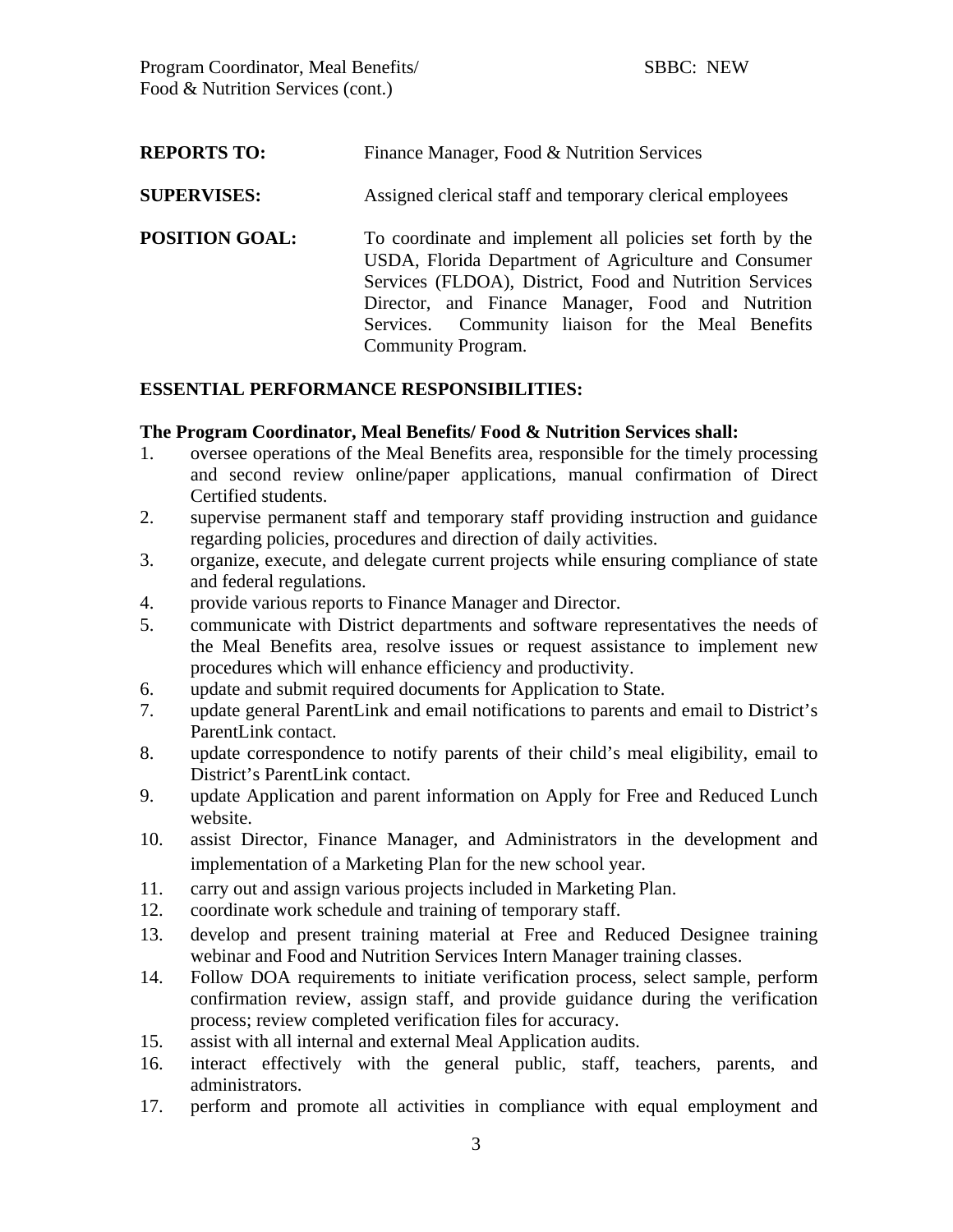**REPORTS TO:** Finance Manager, Food & Nutrition Services

**SUPERVISES:** Assigned clerical staff and temporary clerical employees

**POSITION GOAL:** To coordinate and implement all policies set forth by the USDA, Florida Department of Agriculture and Consumer Services (FLDOA), District, Food and Nutrition Services Director, and Finance Manager, Food and Nutrition Services. Community liaison for the Meal Benefits Community Program.

**ESSENTIAL PERFORMANCE RESPONSIBILITIES:**

**The Program Coordinator, Meal Benefits/ Food & Nutrition Services shall:**

1. oversee operations of the Meal Benefits area, responsible for the timely processing and second review online/paper applications, manual confirmation of Direct Certified students.
2. supervise permanent staff and temporary staff providing instruction and guidance regarding policies, procedures and direction of daily activities.
3. organize, execute, and delegate current projects while ensuring compliance of state and federal regulations.
4. provide various reports to Finance Manager and Director.
5. communicate with District departments and software representatives the needs of the Meal Benefits area, resolve issues or request assistance to implement new procedures which will enhance efficiency and productivity.
6. update and submit required documents for Application to State.
7. update general ParentLink and email notifications to parents and email to District's ParentLink contact.
8. update correspondence to notify parents of their child's meal eligibility, email to District's ParentLink contact.
9. update Application and parent information on Apply for Free and Reduced Lunch website.
10. assist Director, Finance Manager, and Administrators in the development and implementation of a Marketing Plan for the new school year.
11. carry out and assign various projects included in Marketing Plan.
12. coordinate work schedule and training of temporary staff.
13. develop and present training material at Free and Reduced Designee training webinar and Food and Nutrition Services Intern Manager training classes.
14. Follow DOA requirements to initiate verification process, select sample, perform confirmation review, assign staff, and provide guidance during the verification process; review completed verification files for accuracy.
15. assist with all internal and external Meal Application audits.
16. interact effectively with the general public, staff, teachers, parents, and administrators.
17. perform and promote all activities in compliance with equal employment and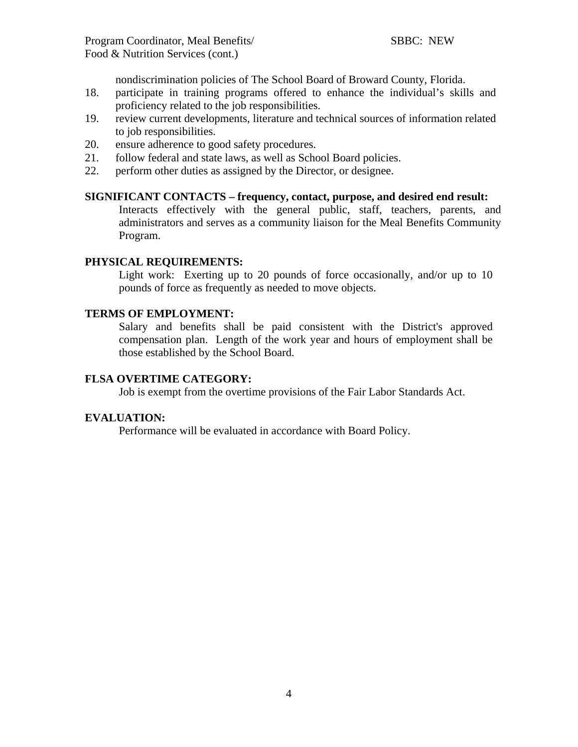nondiscrimination policies of The School Board of Broward County, Florida.

18. participate in training programs offered to enhance the individual's skills and proficiency related to the job responsibilities.
19. review current developments, literature and technical sources of information related to job responsibilities.
20. ensure adherence to good safety procedures.
21. follow federal and state laws, as well as School Board policies.
22. perform other duties as assigned by the Director, or designee.

**SIGNIFICANT CONTACTS – frequency, contact, purpose, and desired end result:**

Interacts effectively with the general public, staff, teachers, parents, and administrators and serves as a community liaison for the Meal Benefits Community Program.

**PHYSICAL REQUIREMENTS:**

Light work: Exerting up to 20 pounds of force occasionally, and/or up to 10 pounds of force as frequently as needed to move objects.

**TERMS OF EMPLOYMENT:**

Salary and benefits shall be paid consistent with the District's approved compensation plan. Length of the work year and hours of employment shall be those established by the School Board.

**FLSA OVERTIME CATEGORY:**

Job is exempt from the overtime provisions of the Fair Labor Standards Act.

**EVALUATION:**

Performance will be evaluated in accordance with Board Policy.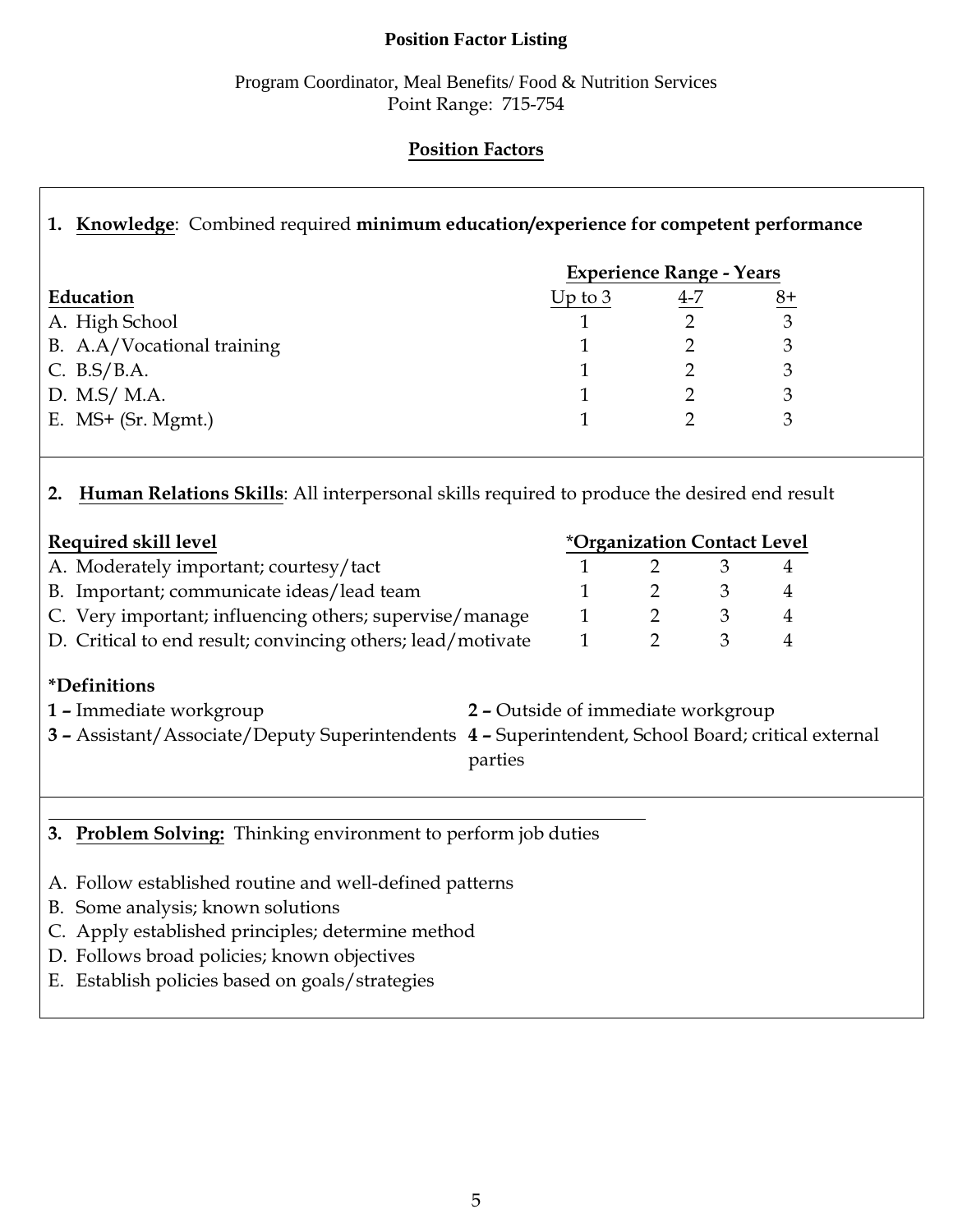# Position Factor Listing

Program Coordinator, Meal Benefits/ Food & Nutrition Services
Point Range: 715-754

## Position Factors

**1. Knowledge**: Combined required **minimum education/experience for competent performance**

| Education | Experience Range - Years: Up to 3 | 4-7 | 8+ |
|---|---|---|---|
| A. High School | 1 | 2 | 3 |
| B. A.A/Vocational training | 1 | 2 | 3 |
| C. B.S/B.A. | 1 | 2 | 3 |
| D. M.S/ M.A. | 1 | 2 | 3 |
| E. MS+ (Sr. Mgmt.) | 1 | 2 | 3 |

**2. Human Relations Skills**: All interpersonal skills required to produce the desired end result

| Required skill level | *Organization Contact Level | | | |
|---|---|---|---|---|
| A. Moderately important; courtesy/tact | 1 | 2 | 3 | 4 |
| B. Important; communicate ideas/lead team | 1 | 2 | 3 | 4 |
| C. Very important; influencing others; supervise/manage | 1 | 2 | 3 | 4 |
| D. Critical to end result; convincing others; lead/motivate | 1 | 2 | 3 | 4 |

**\*Definitions**

**1 –** Immediate workgroup
**2 –** Outside of immediate workgroup
**3 –** Assistant/Associate/Deputy Superintendents
**4 –** Superintendent, School Board; critical external parties

**3. Problem Solving:** Thinking environment to perform job duties

A. Follow established routine and well-defined patterns
B. Some analysis; known solutions
C. Apply established principles; determine method
D. Follows broad policies; known objectives
E. Establish policies based on goals/strategies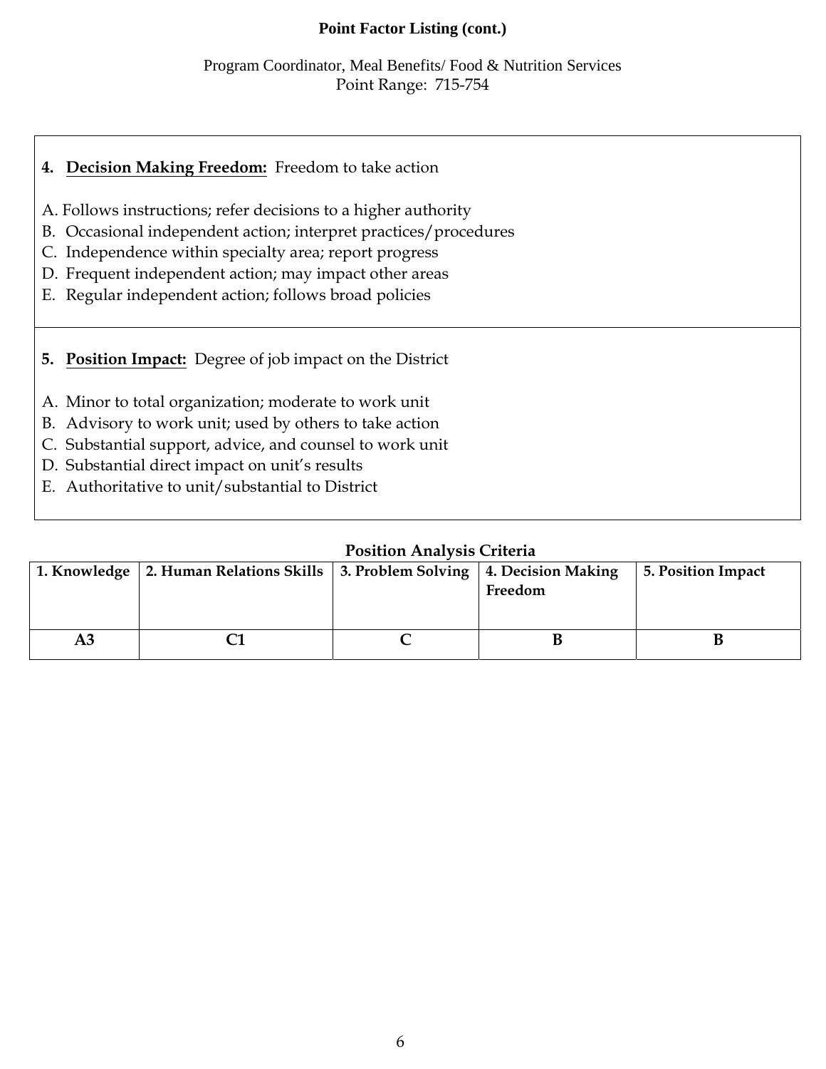**Point Factor Listing (cont.)**

Program Coordinator, Meal Benefits/ Food & Nutrition Services
Point Range: 715-754

**4. Decision Making Freedom:** Freedom to take action

A. Follows instructions; refer decisions to a higher authority
B. Occasional independent action; interpret practices/procedures
C. Independence within specialty area; report progress
D. Frequent independent action; may impact other areas
E. Regular independent action; follows broad policies

**5. Position Impact:** Degree of job impact on the District

A. Minor to total organization; moderate to work unit
B. Advisory to work unit; used by others to take action
C. Substantial support, advice, and counsel to work unit
D. Substantial direct impact on unit's results
E. Authoritative to unit/substantial to District

**Position Analysis Criteria**

| 1. Knowledge | 2. Human Relations Skills | 3. Problem Solving | 4. Decision Making Freedom | 5. Position Impact |
|---|---|---|---|---|
| A3 | C1 | C | B | B |